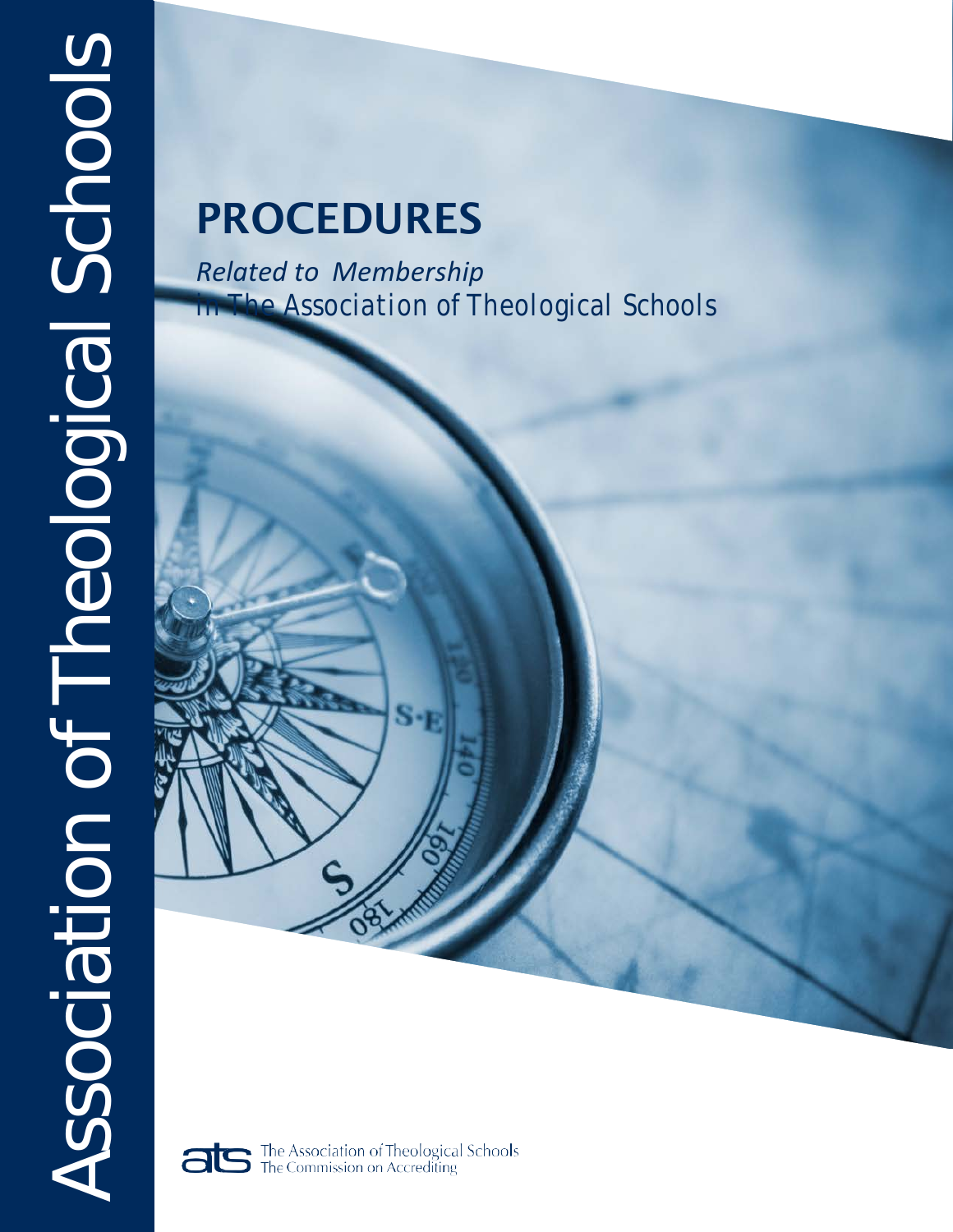Association of Theological Schools

# PROCEDURES

*Related to Membership in The Association of Theological Schools*

The Association of Theological Schools
The Commission on Accrediting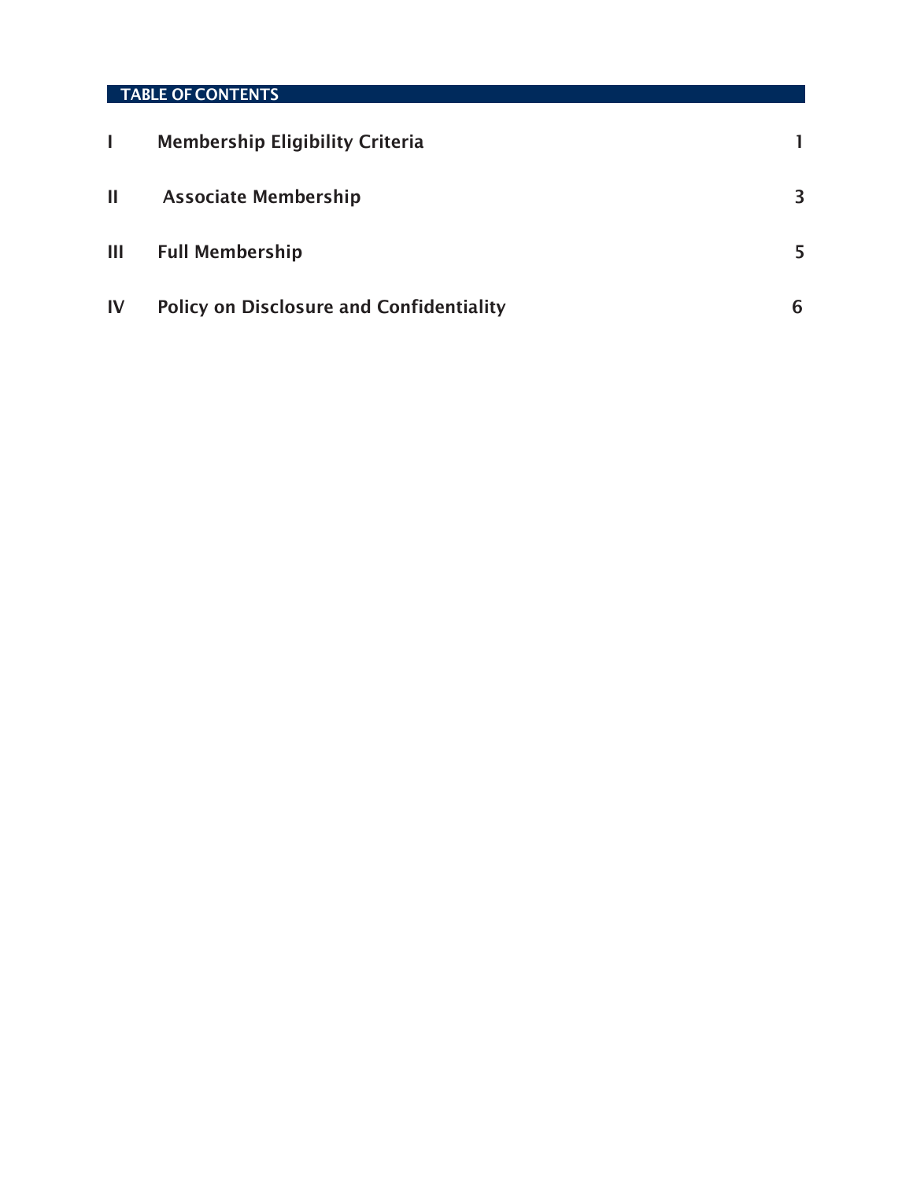## TABLE OF CONTENTS

| | | |
|---|---|---|
| I | Membership Eligibility Criteria | 1 |
| II | Associate Membership | 3 |
| III | Full Membership | 5 |
| IV | Policy on Disclosure and Confidentiality | 6 |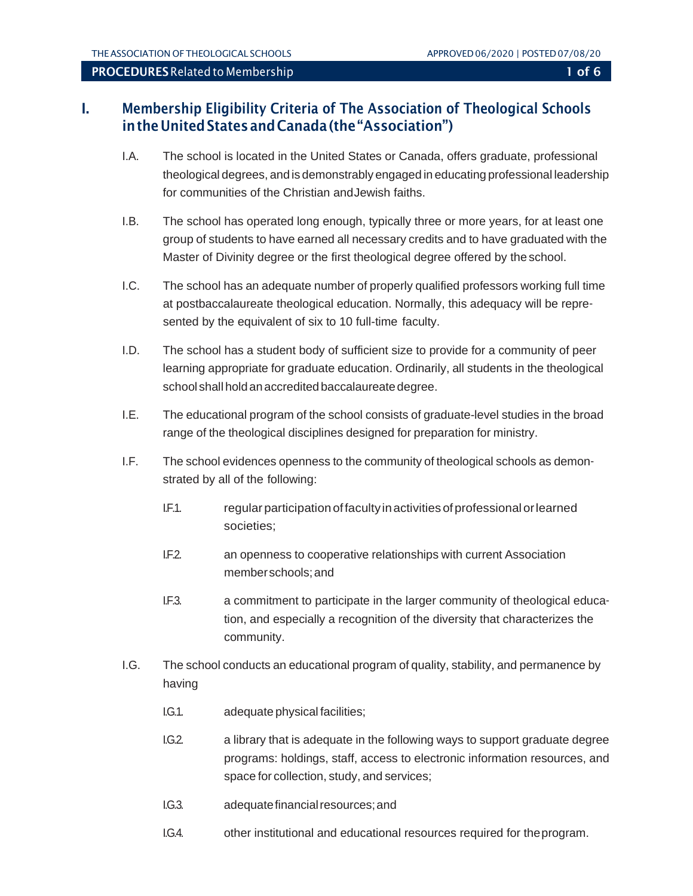## I. Membership Eligibility Criteria of The Association of Theological Schools in the United States and Canada (the "Association")

I.A. The school is located in the United States or Canada, offers graduate, professional theological degrees, and is demonstrably engaged in educating professional leadership for communities of the Christian and Jewish faiths.

I.B. The school has operated long enough, typically three or more years, for at least one group of students to have earned all necessary credits and to have graduated with the Master of Divinity degree or the first theological degree offered by the school.

I.C. The school has an adequate number of properly qualified professors working full time at postbaccalaureate theological education. Normally, this adequacy will be represented by the equivalent of six to 10 full-time faculty.

I.D. The school has a student body of sufficient size to provide for a community of peer learning appropriate for graduate education. Ordinarily, all students in the theological school shall hold an accredited baccalaureate degree.

I.E. The educational program of the school consists of graduate-level studies in the broad range of the theological disciplines designed for preparation for ministry.

I.F. The school evidences openness to the community of theological schools as demonstrated by all of the following:

- I.F.1. regular participation of faculty in activities of professional or learned societies;
- I.F.2. an openness to cooperative relationships with current Association member schools; and
- I.F.3. a commitment to participate in the larger community of theological education, and especially a recognition of the diversity that characterizes the community.

I.G. The school conducts an educational program of quality, stability, and permanence by having

- I.G.1. adequate physical facilities;
- I.G.2. a library that is adequate in the following ways to support graduate degree programs: holdings, staff, access to electronic information resources, and space for collection, study, and services;
- I.G.3. adequate financial resources; and
- I.G.4. other institutional and educational resources required for the program.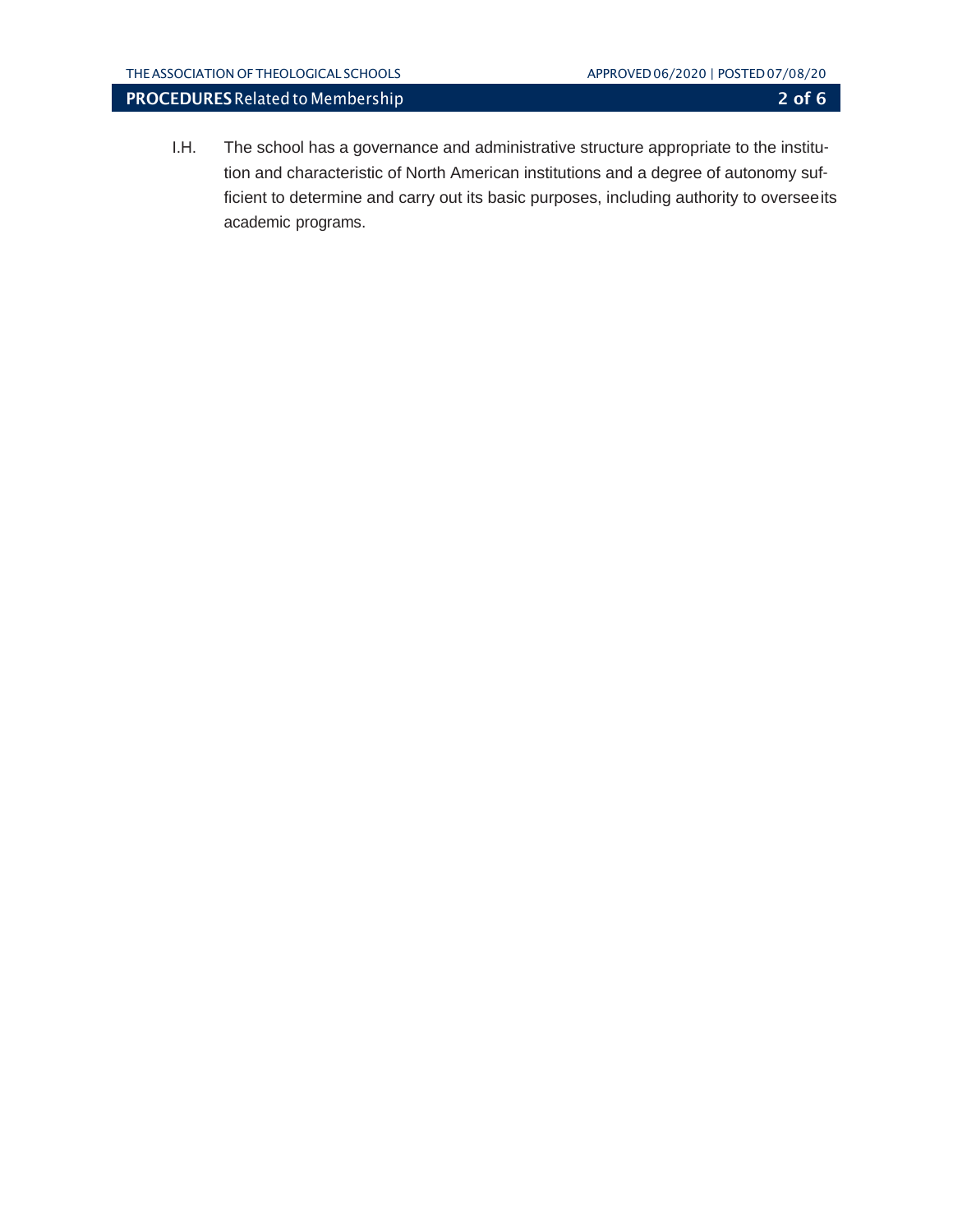I.H. The school has a governance and administrative structure appropriate to the institution and characteristic of North American institutions and a degree of autonomy sufficient to determine and carry out its basic purposes, including authority to oversee its academic programs.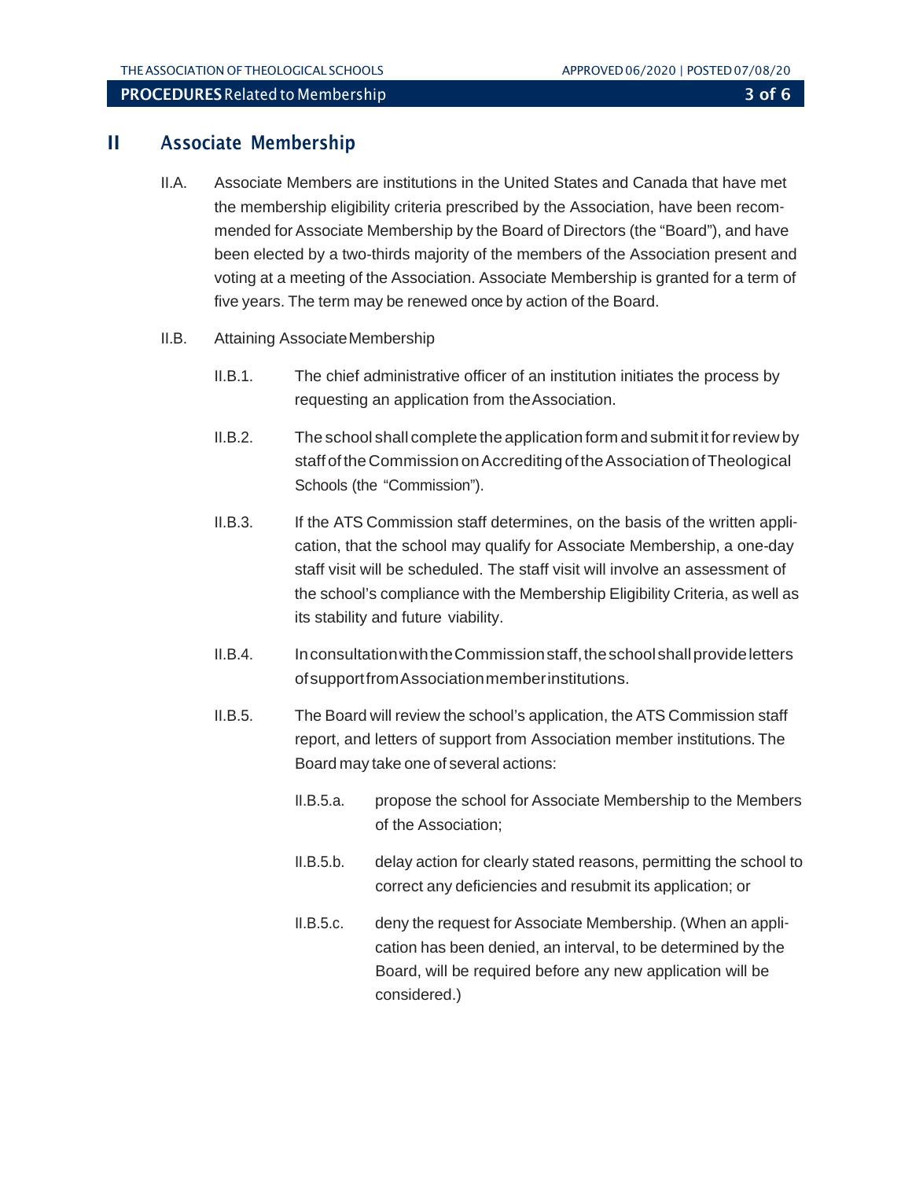## II Associate Membership

II.A. Associate Members are institutions in the United States and Canada that have met the membership eligibility criteria prescribed by the Association, have been recommended for Associate Membership by the Board of Directors (the "Board"), and have been elected by a two-thirds majority of the members of the Association present and voting at a meeting of the Association. Associate Membership is granted for a term of five years. The term may be renewed once by action of the Board.

II.B. Attaining Associate Membership

II.B.1. The chief administrative officer of an institution initiates the process by requesting an application from the Association.

II.B.2. The school shall complete the application form and submit it for review by staff of the Commission on Accrediting of the Association of Theological Schools (the "Commission").

II.B.3. If the ATS Commission staff determines, on the basis of the written application, that the school may qualify for Associate Membership, a one-day staff visit will be scheduled. The staff visit will involve an assessment of the school's compliance with the Membership Eligibility Criteria, as well as its stability and future viability.

II.B.4. In consultation with the Commission staff, the school shall provide letters of support from Association member institutions.

II.B.5. The Board will review the school's application, the ATS Commission staff report, and letters of support from Association member institutions. The Board may take one of several actions:

II.B.5.a. propose the school for Associate Membership to the Members of the Association;

II.B.5.b. delay action for clearly stated reasons, permitting the school to correct any deficiencies and resubmit its application; or

II.B.5.c. deny the request for Associate Membership. (When an application has been denied, an interval, to be determined by the Board, will be required before any new application will be considered.)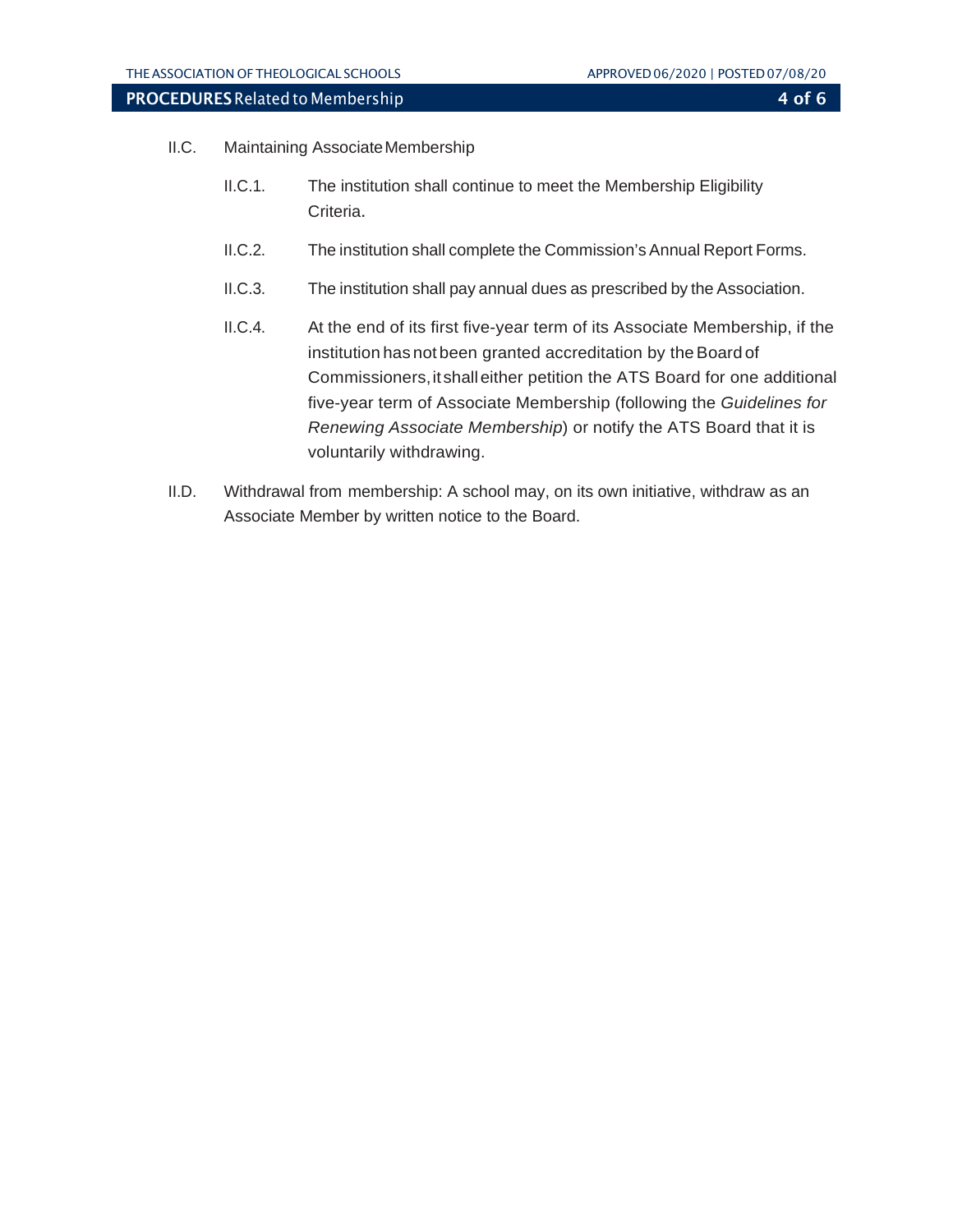II.C. Maintaining Associate Membership

II.C.1. The institution shall continue to meet the Membership Eligibility Criteria.

II.C.2. The institution shall complete the Commission's Annual Report Forms.

II.C.3. The institution shall pay annual dues as prescribed by the Association.

II.C.4. At the end of its first five-year term of its Associate Membership, if the institution has not been granted accreditation by the Board of Commissioners, it shall either petition the ATS Board for one additional five-year term of Associate Membership (following the *Guidelines for Renewing Associate Membership*) or notify the ATS Board that it is voluntarily withdrawing.

II.D. Withdrawal from membership: A school may, on its own initiative, withdraw as an Associate Member by written notice to the Board.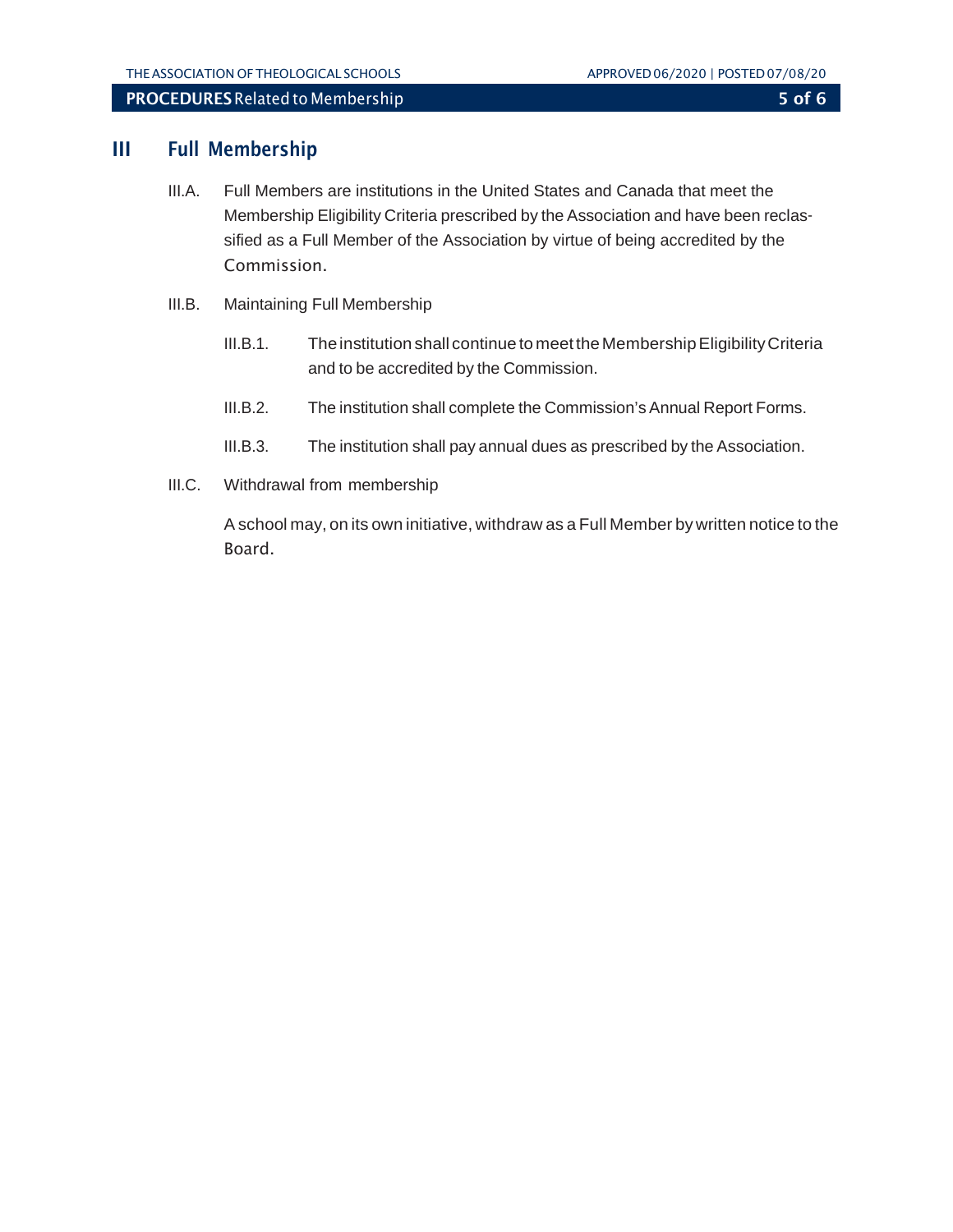## III Full Membership

III.A. Full Members are institutions in the United States and Canada that meet the Membership Eligibility Criteria prescribed by the Association and have been reclassified as a Full Member of the Association by virtue of being accredited by the Commission.

III.B. Maintaining Full Membership

III.B.1. The institution shall continue to meet the Membership Eligibility Criteria and to be accredited by the Commission.

III.B.2. The institution shall complete the Commission's Annual Report Forms.

III.B.3. The institution shall pay annual dues as prescribed by the Association.

III.C. Withdrawal from membership

A school may, on its own initiative, withdraw as a Full Member by written notice to the Board.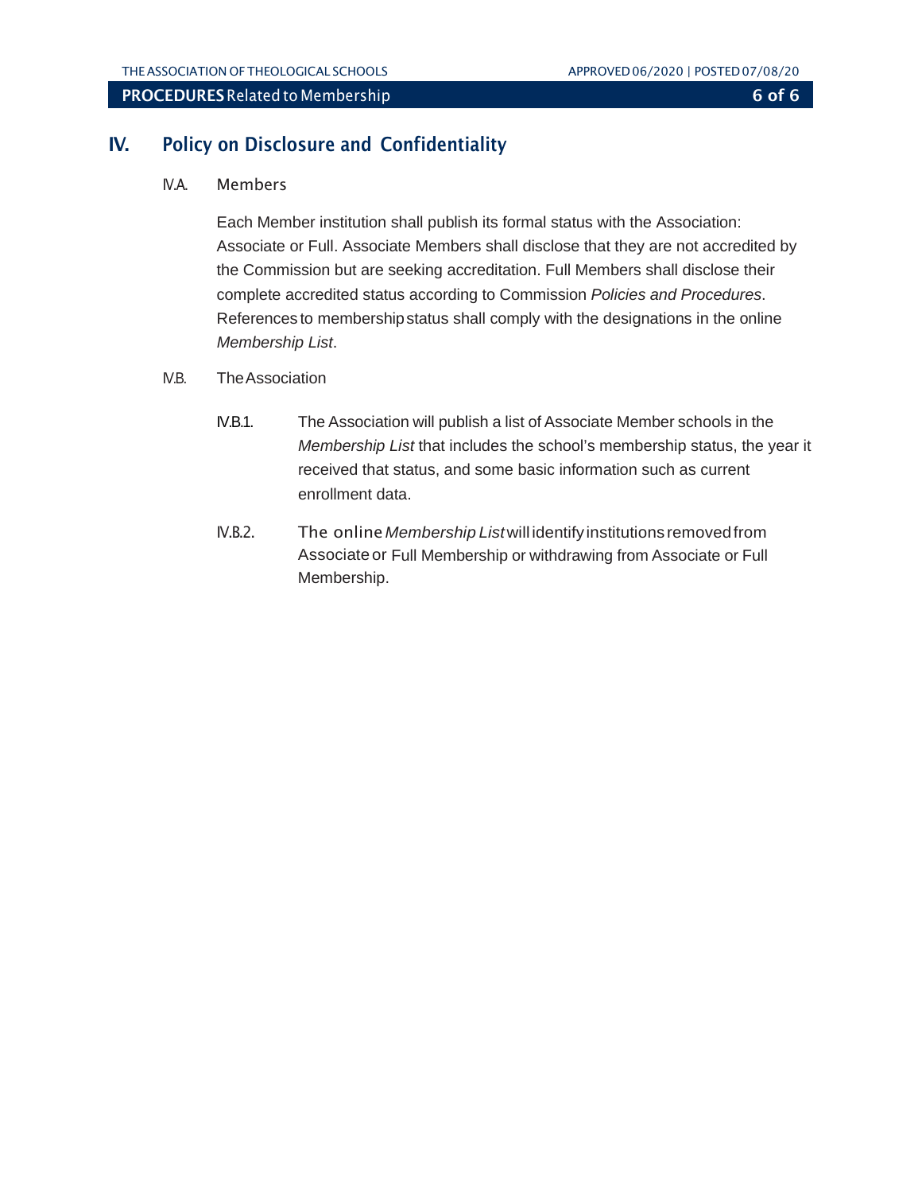## IV. Policy on Disclosure and Confidentiality

### IV.A. Members

Each Member institution shall publish its formal status with the Association: Associate or Full. Associate Members shall disclose that they are not accredited by the Commission but are seeking accreditation. Full Members shall disclose their complete accredited status according to Commission *Policies and Procedures*. References to membership status shall comply with the designations in the online *Membership List*.

### IV.B. The Association

IV.B.1. The Association will publish a list of Associate Member schools in the *Membership List* that includes the school's membership status, the year it received that status, and some basic information such as current enrollment data.

IV.B.2. The online *Membership List* will identify institutions removed from Associate or Full Membership or withdrawing from Associate or Full Membership.